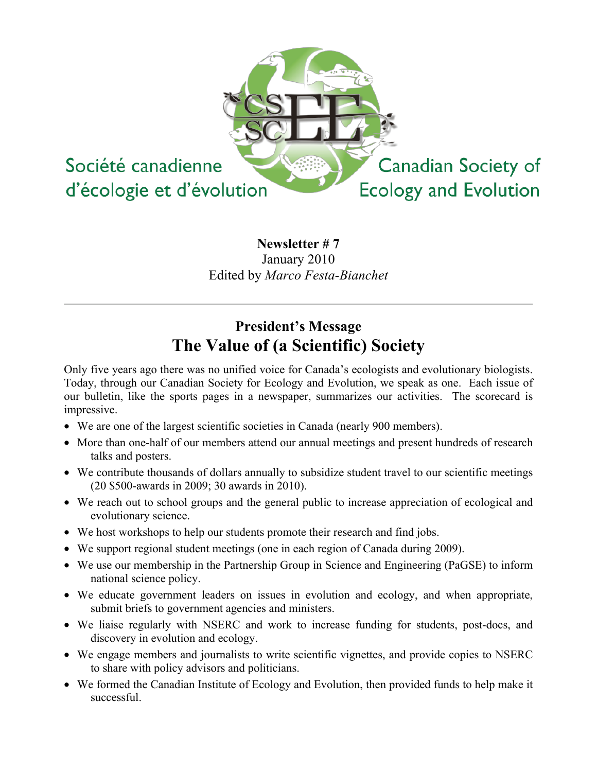Société canadienne d'écologie et d'évolution

Canadian Society of Ecology and Evolution

**Newsletter # 7**
January 2010
Edited by *Marco Festa-Bianchet*

---

## President's Message

# The Value of (a Scientific) Society

Only five years ago there was no unified voice for Canada's ecologists and evolutionary biologists. Today, through our Canadian Society for Ecology and Evolution, we speak as one. Each issue of our bulletin, like the sports pages in a newspaper, summarizes our activities. The scorecard is impressive.

- We are one of the largest scientific societies in Canada (nearly 900 members).
- More than one-half of our members attend our annual meetings and present hundreds of research talks and posters.
- We contribute thousands of dollars annually to subsidize student travel to our scientific meetings (20 $500-awards in 2009; 30 awards in 2010).
- We reach out to school groups and the general public to increase appreciation of ecological and evolutionary science.
- We host workshops to help our students promote their research and find jobs.
- We support regional student meetings (one in each region of Canada during 2009).
- We use our membership in the Partnership Group in Science and Engineering (PaGSE) to inform national science policy.
- We educate government leaders on issues in evolution and ecology, and when appropriate, submit briefs to government agencies and ministers.
- We liaise regularly with NSERC and work to increase funding for students, post-docs, and discovery in evolution and ecology.
- We engage members and journalists to write scientific vignettes, and provide copies to NSERC to share with policy advisors and politicians.
- We formed the Canadian Institute of Ecology and Evolution, then provided funds to help make it successful.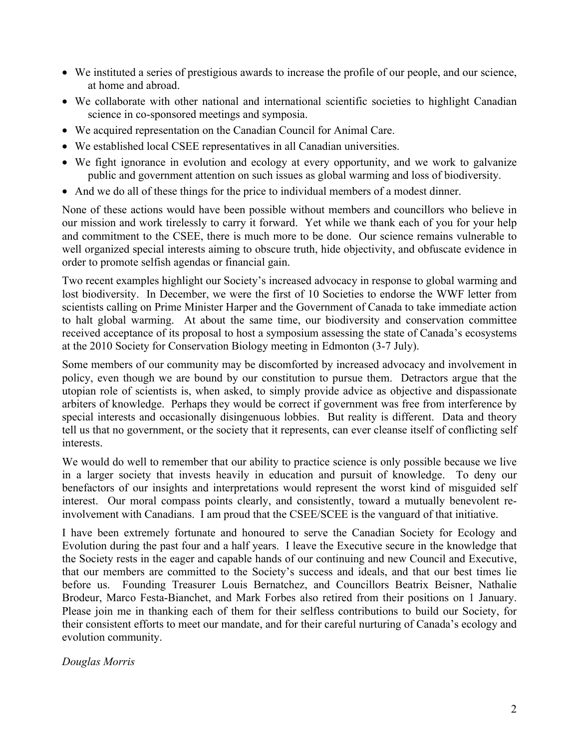- We instituted a series of prestigious awards to increase the profile of our people, and our science, at home and abroad.
- We collaborate with other national and international scientific societies to highlight Canadian science in co-sponsored meetings and symposia.
- We acquired representation on the Canadian Council for Animal Care.
- We established local CSEE representatives in all Canadian universities.
- We fight ignorance in evolution and ecology at every opportunity, and we work to galvanize public and government attention on such issues as global warming and loss of biodiversity.
- And we do all of these things for the price to individual members of a modest dinner.

None of these actions would have been possible without members and councillors who believe in our mission and work tirelessly to carry it forward. Yet while we thank each of you for your help and commitment to the CSEE, there is much more to be done. Our science remains vulnerable to well organized special interests aiming to obscure truth, hide objectivity, and obfuscate evidence in order to promote selfish agendas or financial gain.

Two recent examples highlight our Society's increased advocacy in response to global warming and lost biodiversity. In December, we were the first of 10 Societies to endorse the WWF letter from scientists calling on Prime Minister Harper and the Government of Canada to take immediate action to halt global warming. At about the same time, our biodiversity and conservation committee received acceptance of its proposal to host a symposium assessing the state of Canada's ecosystems at the 2010 Society for Conservation Biology meeting in Edmonton (3-7 July).

Some members of our community may be discomforted by increased advocacy and involvement in policy, even though we are bound by our constitution to pursue them. Detractors argue that the utopian role of scientists is, when asked, to simply provide advice as objective and dispassionate arbiters of knowledge. Perhaps they would be correct if government was free from interference by special interests and occasionally disingenuous lobbies. But reality is different. Data and theory tell us that no government, or the society that it represents, can ever cleanse itself of conflicting self interests.

We would do well to remember that our ability to practice science is only possible because we live in a larger society that invests heavily in education and pursuit of knowledge. To deny our benefactors of our insights and interpretations would represent the worst kind of misguided self interest. Our moral compass points clearly, and consistently, toward a mutually benevolent re-involvement with Canadians. I am proud that the CSEE/SCEE is the vanguard of that initiative.

I have been extremely fortunate and honoured to serve the Canadian Society for Ecology and Evolution during the past four and a half years. I leave the Executive secure in the knowledge that the Society rests in the eager and capable hands of our continuing and new Council and Executive, that our members are committed to the Society's success and ideals, and that our best times lie before us. Founding Treasurer Louis Bernatchez, and Councillors Beatrix Beisner, Nathalie Brodeur, Marco Festa-Bianchet, and Mark Forbes also retired from their positions on 1 January. Please join me in thanking each of them for their selfless contributions to build our Society, for their consistent efforts to meet our mandate, and for their careful nurturing of Canada's ecology and evolution community.

*Douglas Morris*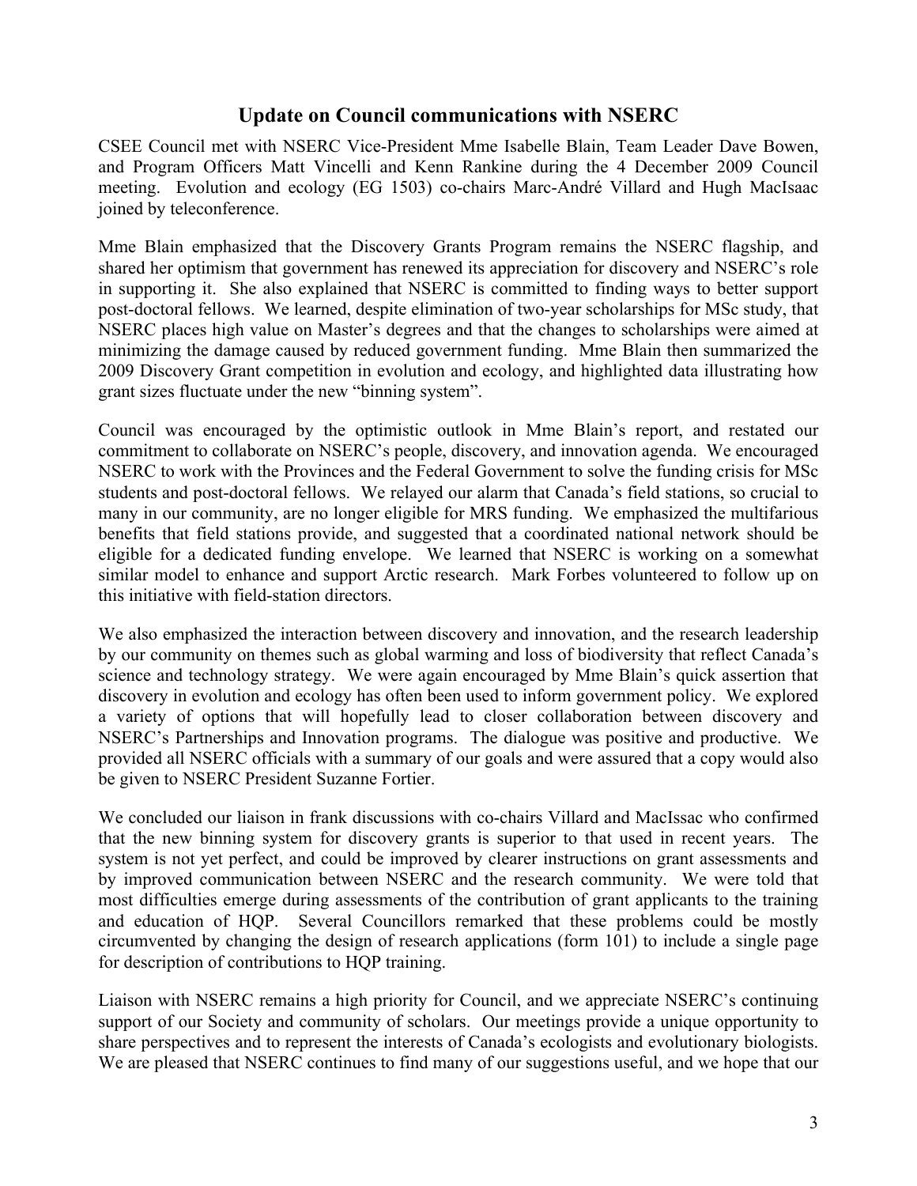## Update on Council communications with NSERC

CSEE Council met with NSERC Vice-President Mme Isabelle Blain, Team Leader Dave Bowen, and Program Officers Matt Vincelli and Kenn Rankine during the 4 December 2009 Council meeting. Evolution and ecology (EG 1503) co-chairs Marc-André Villard and Hugh MacIsaac joined by teleconference.

Mme Blain emphasized that the Discovery Grants Program remains the NSERC flagship, and shared her optimism that government has renewed its appreciation for discovery and NSERC's role in supporting it. She also explained that NSERC is committed to finding ways to better support post-doctoral fellows. We learned, despite elimination of two-year scholarships for MSc study, that NSERC places high value on Master's degrees and that the changes to scholarships were aimed at minimizing the damage caused by reduced government funding. Mme Blain then summarized the 2009 Discovery Grant competition in evolution and ecology, and highlighted data illustrating how grant sizes fluctuate under the new "binning system".

Council was encouraged by the optimistic outlook in Mme Blain's report, and restated our commitment to collaborate on NSERC's people, discovery, and innovation agenda. We encouraged NSERC to work with the Provinces and the Federal Government to solve the funding crisis for MSc students and post-doctoral fellows. We relayed our alarm that Canada's field stations, so crucial to many in our community, are no longer eligible for MRS funding. We emphasized the multifarious benefits that field stations provide, and suggested that a coordinated national network should be eligible for a dedicated funding envelope. We learned that NSERC is working on a somewhat similar model to enhance and support Arctic research. Mark Forbes volunteered to follow up on this initiative with field-station directors.

We also emphasized the interaction between discovery and innovation, and the research leadership by our community on themes such as global warming and loss of biodiversity that reflect Canada's science and technology strategy. We were again encouraged by Mme Blain's quick assertion that discovery in evolution and ecology has often been used to inform government policy. We explored a variety of options that will hopefully lead to closer collaboration between discovery and NSERC's Partnerships and Innovation programs. The dialogue was positive and productive. We provided all NSERC officials with a summary of our goals and were assured that a copy would also be given to NSERC President Suzanne Fortier.

We concluded our liaison in frank discussions with co-chairs Villard and MacIssac who confirmed that the new binning system for discovery grants is superior to that used in recent years. The system is not yet perfect, and could be improved by clearer instructions on grant assessments and by improved communication between NSERC and the research community. We were told that most difficulties emerge during assessments of the contribution of grant applicants to the training and education of HQP. Several Councillors remarked that these problems could be mostly circumvented by changing the design of research applications (form 101) to include a single page for description of contributions to HQP training.

Liaison with NSERC remains a high priority for Council, and we appreciate NSERC's continuing support of our Society and community of scholars. Our meetings provide a unique opportunity to share perspectives and to represent the interests of Canada's ecologists and evolutionary biologists. We are pleased that NSERC continues to find many of our suggestions useful, and we hope that our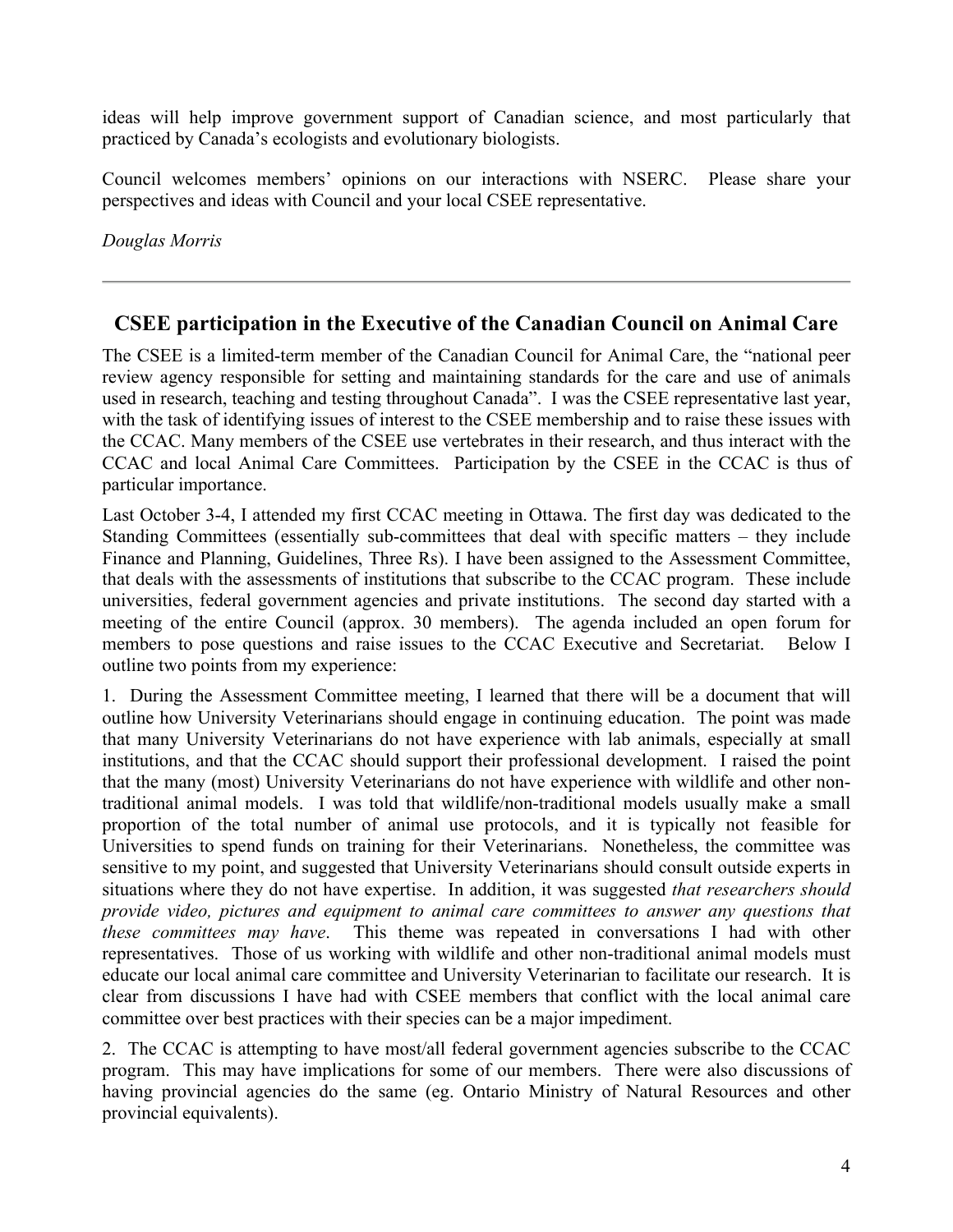ideas will help improve government support of Canadian science, and most particularly that practiced by Canada's ecologists and evolutionary biologists.

Council welcomes members' opinions on our interactions with NSERC. Please share your perspectives and ideas with Council and your local CSEE representative.

*Douglas Morris*

---

## CSEE participation in the Executive of the Canadian Council on Animal Care

The CSEE is a limited-term member of the Canadian Council for Animal Care, the "national peer review agency responsible for setting and maintaining standards for the care and use of animals used in research, teaching and testing throughout Canada". I was the CSEE representative last year, with the task of identifying issues of interest to the CSEE membership and to raise these issues with the CCAC. Many members of the CSEE use vertebrates in their research, and thus interact with the CCAC and local Animal Care Committees. Participation by the CSEE in the CCAC is thus of particular importance.

Last October 3-4, I attended my first CCAC meeting in Ottawa. The first day was dedicated to the Standing Committees (essentially sub-committees that deal with specific matters – they include Finance and Planning, Guidelines, Three Rs). I have been assigned to the Assessment Committee, that deals with the assessments of institutions that subscribe to the CCAC program. These include universities, federal government agencies and private institutions. The second day started with a meeting of the entire Council (approx. 30 members). The agenda included an open forum for members to pose questions and raise issues to the CCAC Executive and Secretariat. Below I outline two points from my experience:

1. During the Assessment Committee meeting, I learned that there will be a document that will outline how University Veterinarians should engage in continuing education. The point was made that many University Veterinarians do not have experience with lab animals, especially at small institutions, and that the CCAC should support their professional development. I raised the point that the many (most) University Veterinarians do not have experience with wildlife and other non-traditional animal models. I was told that wildlife/non-traditional models usually make a small proportion of the total number of animal use protocols, and it is typically not feasible for Universities to spend funds on training for their Veterinarians. Nonetheless, the committee was sensitive to my point, and suggested that University Veterinarians should consult outside experts in situations where they do not have expertise. In addition, it was suggested *that researchers should provide video, pictures and equipment to animal care committees to answer any questions that these committees may have*. This theme was repeated in conversations I had with other representatives. Those of us working with wildlife and other non-traditional animal models must educate our local animal care committee and University Veterinarian to facilitate our research. It is clear from discussions I have had with CSEE members that conflict with the local animal care committee over best practices with their species can be a major impediment.

2. The CCAC is attempting to have most/all federal government agencies subscribe to the CCAC program. This may have implications for some of our members. There were also discussions of having provincial agencies do the same (eg. Ontario Ministry of Natural Resources and other provincial equivalents).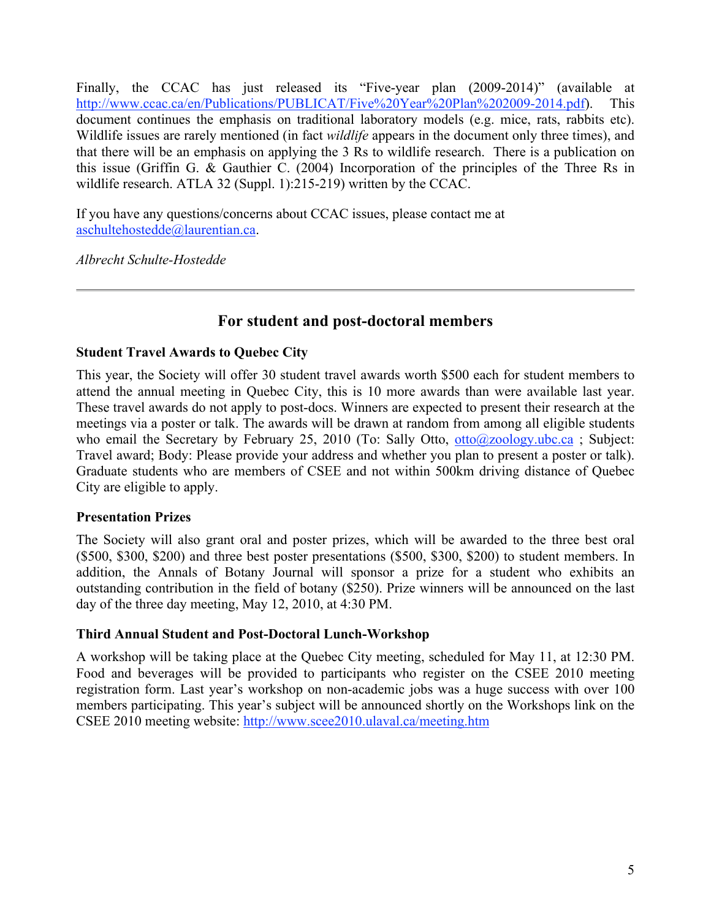Finally, the CCAC has just released its "Five-year plan (2009-2014)" (available at http://www.ccac.ca/en/Publications/PUBLICAT/Five%20Year%20Plan%202009-2014.pdf). This document continues the emphasis on traditional laboratory models (e.g. mice, rats, rabbits etc). Wildlife issues are rarely mentioned (in fact *wildlife* appears in the document only three times), and that there will be an emphasis on applying the 3 Rs to wildlife research. There is a publication on this issue (Griffin G. & Gauthier C. (2004) Incorporation of the principles of the Three Rs in wildlife research. ATLA 32 (Suppl. 1):215-219) written by the CCAC.

If you have any questions/concerns about CCAC issues, please contact me at aschultehostedde@laurentian.ca.

*Albrecht Schulte-Hostedde*

---

## For student and post-doctoral members

### Student Travel Awards to Quebec City

This year, the Society will offer 30 student travel awards worth $500 each for student members to attend the annual meeting in Quebec City, this is 10 more awards than were available last year. These travel awards do not apply to post-docs. Winners are expected to present their research at the meetings via a poster or talk. The awards will be drawn at random from among all eligible students who email the Secretary by February 25, 2010 (To: Sally Otto, otto@zoology.ubc.ca ; Subject: Travel award; Body: Please provide your address and whether you plan to present a poster or talk). Graduate students who are members of CSEE and not within 500km driving distance of Quebec City are eligible to apply.

### Presentation Prizes

The Society will also grant oral and poster prizes, which will be awarded to the three best oral ($500, $300, $200) and three best poster presentations ($500, $300, $200) to student members. In addition, the Annals of Botany Journal will sponsor a prize for a student who exhibits an outstanding contribution in the field of botany ($250). Prize winners will be announced on the last day of the three day meeting, May 12, 2010, at 4:30 PM.

### Third Annual Student and Post-Doctoral Lunch-Workshop

A workshop will be taking place at the Quebec City meeting, scheduled for May 11, at 12:30 PM. Food and beverages will be provided to participants who register on the CSEE 2010 meeting registration form. Last year's workshop on non-academic jobs was a huge success with over 100 members participating. This year's subject will be announced shortly on the Workshops link on the CSEE 2010 meeting website: http://www.scee2010.ulaval.ca/meeting.htm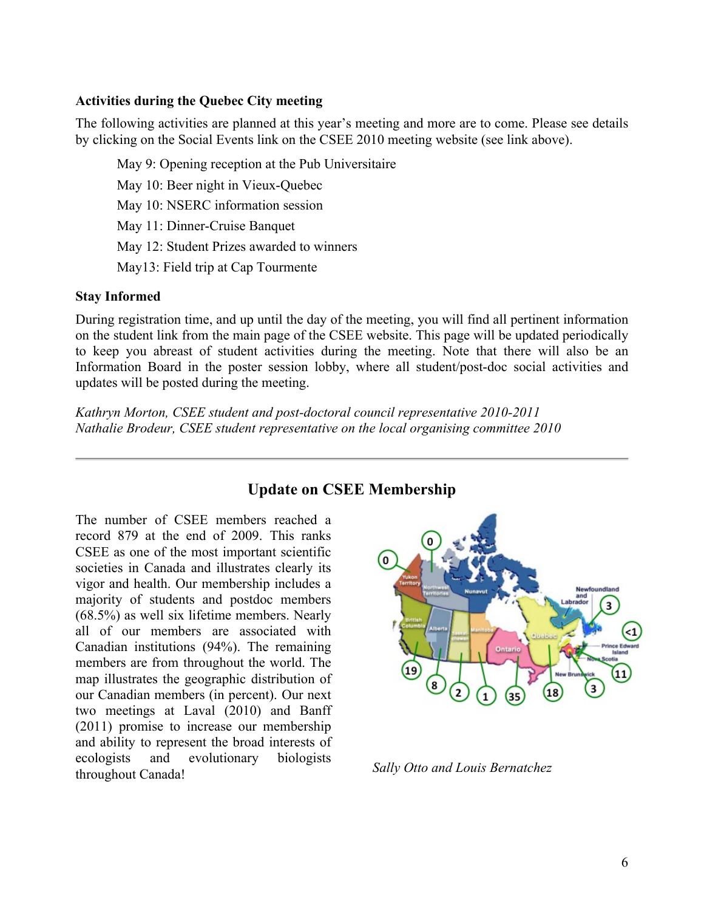### Activities during the Quebec City meeting

The following activities are planned at this year's meeting and more are to come. Please see details by clicking on the Social Events link on the CSEE 2010 meeting website (see link above).

May 9: Opening reception at the Pub Universitaire
May 10: Beer night in Vieux-Quebec
May 10: NSERC information session
May 11: Dinner-Cruise Banquet
May 12: Student Prizes awarded to winners
May13: Field trip at Cap Tourmente

### Stay Informed

During registration time, and up until the day of the meeting, you will find all pertinent information on the student link from the main page of the CSEE website. This page will be updated periodically to keep you abreast of student activities during the meeting. Note that there will also be an Information Board in the poster session lobby, where all student/post-doc social activities and updates will be posted during the meeting.

*Kathryn Morton, CSEE student and post-doctoral council representative 2010-2011*
*Nathalie Brodeur, CSEE student representative on the local organising committee 2010*

---

## Update on CSEE Membership

The number of CSEE members reached a record 879 at the end of 2009. This ranks CSEE as one of the most important scientific societies in Canada and illustrates clearly its vigor and health. Our membership includes a majority of students and postdoc members (68.5%) as well six lifetime members. Nearly all of our members are associated with Canadian institutions (94%). The remaining members are from throughout the world. The map illustrates the geographic distribution of our Canadian members (in percent). Our next two meetings at Laval (2010) and Banff (2011) promise to increase our membership and ability to represent the broad interests of ecologists and evolutionary biologists throughout Canada!

*Sally Otto and Louis Bernatchez*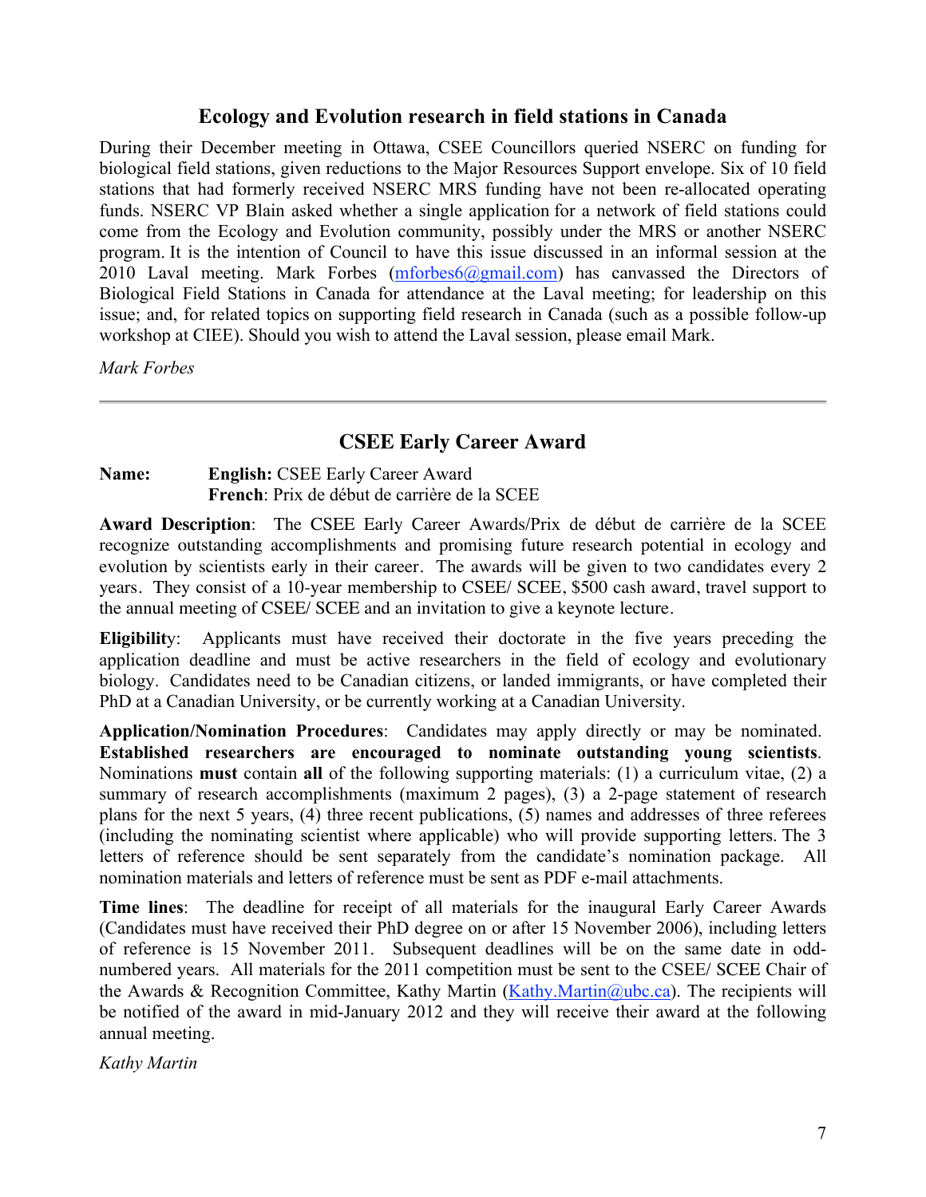## Ecology and Evolution research in field stations in Canada

During their December meeting in Ottawa, CSEE Councillors queried NSERC on funding for biological field stations, given reductions to the Major Resources Support envelope. Six of 10 field stations that had formerly received NSERC MRS funding have not been re-allocated operating funds. NSERC VP Blain asked whether a single application for a network of field stations could come from the Ecology and Evolution community, possibly under the MRS or another NSERC program. It is the intention of Council to have this issue discussed in an informal session at the 2010 Laval meeting. Mark Forbes (mforbes6@gmail.com) has canvassed the Directors of Biological Field Stations in Canada for attendance at the Laval meeting; for leadership on this issue; and, for related topics on supporting field research in Canada (such as a possible follow-up workshop at CIEE). Should you wish to attend the Laval session, please email Mark.

*Mark Forbes*

---

## CSEE Early Career Award

**Name:** **English:** CSEE Early Career Award
**French**: Prix de début de carrière de la SCEE

**Award Description**: The CSEE Early Career Awards/Prix de début de carrière de la SCEE recognize outstanding accomplishments and promising future research potential in ecology and evolution by scientists early in their career. The awards will be given to two candidates every 2 years. They consist of a 10-year membership to CSEE/ SCEE, $500 cash award, travel support to the annual meeting of CSEE/ SCEE and an invitation to give a keynote lecture.

**Eligibility**: Applicants must have received their doctorate in the five years preceding the application deadline and must be active researchers in the field of ecology and evolutionary biology. Candidates need to be Canadian citizens, or landed immigrants, or have completed their PhD at a Canadian University, or be currently working at a Canadian University.

**Application/Nomination Procedures**: Candidates may apply directly or may be nominated. **Established researchers are encouraged to nominate outstanding young scientists**. Nominations **must** contain **all** of the following supporting materials: (1) a curriculum vitae, (2) a summary of research accomplishments (maximum 2 pages), (3) a 2-page statement of research plans for the next 5 years, (4) three recent publications, (5) names and addresses of three referees (including the nominating scientist where applicable) who will provide supporting letters. The 3 letters of reference should be sent separately from the candidate's nomination package. All nomination materials and letters of reference must be sent as PDF e-mail attachments.

**Time lines**: The deadline for receipt of all materials for the inaugural Early Career Awards (Candidates must have received their PhD degree on or after 15 November 2006), including letters of reference is 15 November 2011. Subsequent deadlines will be on the same date in odd-numbered years. All materials for the 2011 competition must be sent to the CSEE/ SCEE Chair of the Awards & Recognition Committee, Kathy Martin (Kathy.Martin@ubc.ca). The recipients will be notified of the award in mid-January 2012 and they will receive their award at the following annual meeting.

*Kathy Martin*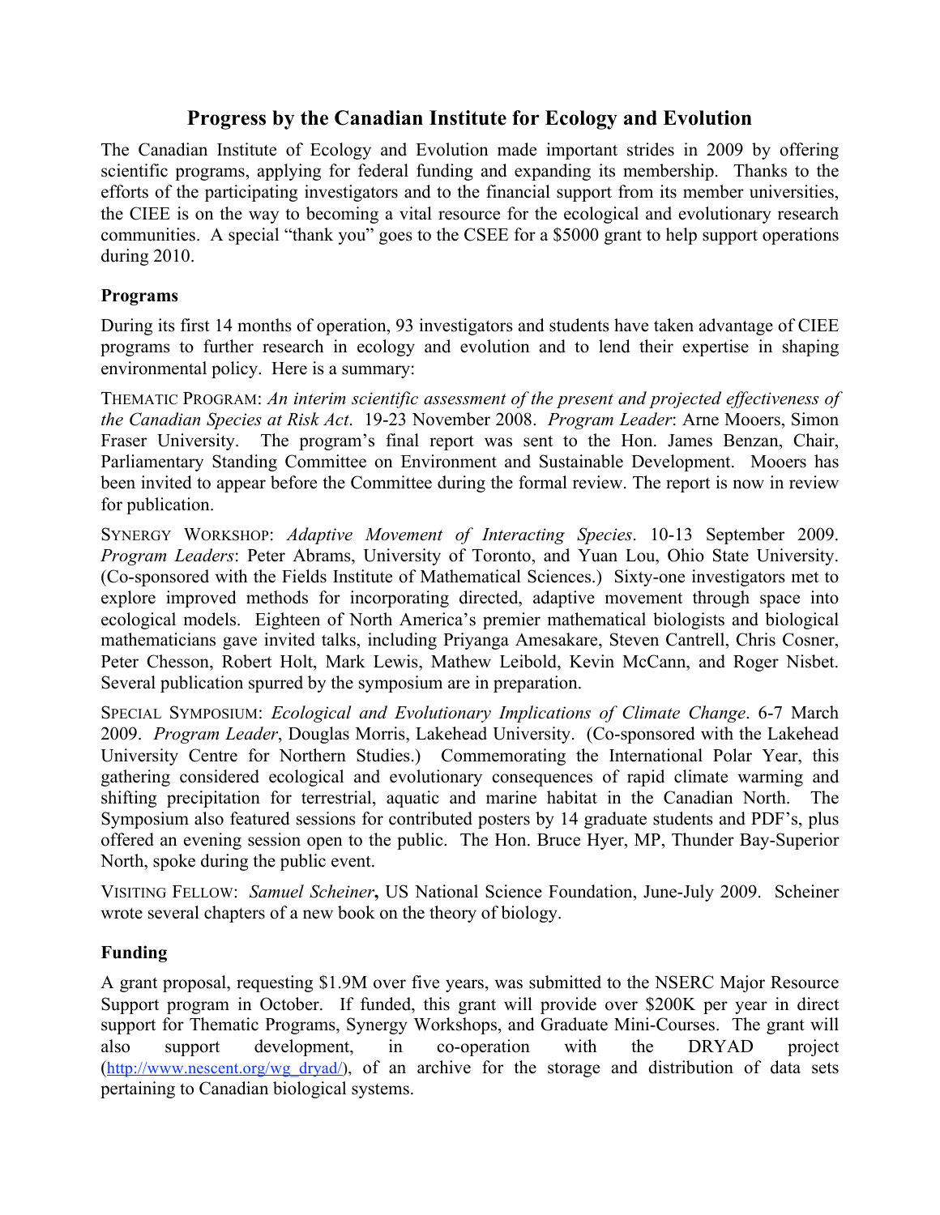## Progress by the Canadian Institute for Ecology and Evolution

The Canadian Institute of Ecology and Evolution made important strides in 2009 by offering scientific programs, applying for federal funding and expanding its membership. Thanks to the efforts of the participating investigators and to the financial support from its member universities, the CIEE is on the way to becoming a vital resource for the ecological and evolutionary research communities. A special "thank you" goes to the CSEE for a $5000 grant to help support operations during 2010.

### Programs

During its first 14 months of operation, 93 investigators and students have taken advantage of CIEE programs to further research in ecology and evolution and to lend their expertise in shaping environmental policy. Here is a summary:

THEMATIC PROGRAM: *An interim scientific assessment of the present and projected effectiveness of the Canadian Species at Risk Act*. 19-23 November 2008. *Program Leader*: Arne Mooers, Simon Fraser University. The program's final report was sent to the Hon. James Benzan, Chair, Parliamentary Standing Committee on Environment and Sustainable Development. Mooers has been invited to appear before the Committee during the formal review. The report is now in review for publication.

SYNERGY WORKSHOP: *Adaptive Movement of Interacting Species*. 10-13 September 2009. *Program Leaders*: Peter Abrams, University of Toronto, and Yuan Lou, Ohio State University. (Co-sponsored with the Fields Institute of Mathematical Sciences.) Sixty-one investigators met to explore improved methods for incorporating directed, adaptive movement through space into ecological models. Eighteen of North America's premier mathematical biologists and biological mathematicians gave invited talks, including Priyanga Amesakare, Steven Cantrell, Chris Cosner, Peter Chesson, Robert Holt, Mark Lewis, Mathew Leibold, Kevin McCann, and Roger Nisbet. Several publication spurred by the symposium are in preparation.

SPECIAL SYMPOSIUM: *Ecological and Evolutionary Implications of Climate Change*. 6-7 March 2009. *Program Leader*, Douglas Morris, Lakehead University. (Co-sponsored with the Lakehead University Centre for Northern Studies.) Commemorating the International Polar Year, this gathering considered ecological and evolutionary consequences of rapid climate warming and shifting precipitation for terrestrial, aquatic and marine habitat in the Canadian North. The Symposium also featured sessions for contributed posters by 14 graduate students and PDF's, plus offered an evening session open to the public. The Hon. Bruce Hyer, MP, Thunder Bay-Superior North, spoke during the public event.

VISITING FELLOW: *Samuel Scheiner*, US National Science Foundation, June-July 2009. Scheiner wrote several chapters of a new book on the theory of biology.

### Funding

A grant proposal, requesting $1.9M over five years, was submitted to the NSERC Major Resource Support program in October. If funded, this grant will provide over $200K per year in direct support for Thematic Programs, Synergy Workshops, and Graduate Mini-Courses. The grant will also support development, in co-operation with the DRYAD project (http://www.nescent.org/wg_dryad/), of an archive for the storage and distribution of data sets pertaining to Canadian biological systems.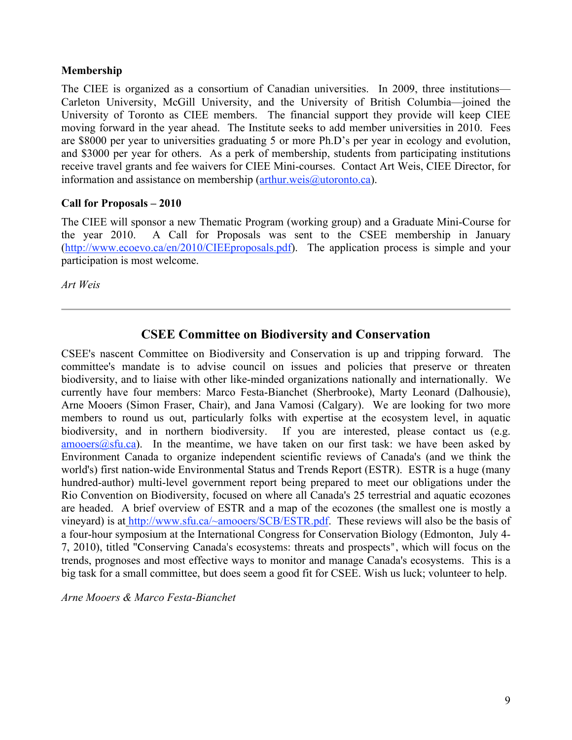### Membership

The CIEE is organized as a consortium of Canadian universities. In 2009, three institutions—Carleton University, McGill University, and the University of British Columbia—joined the University of Toronto as CIEE members. The financial support they provide will keep CIEE moving forward in the year ahead. The Institute seeks to add member universities in 2010. Fees are $8000 per year to universities graduating 5 or more Ph.D's per year in ecology and evolution, and $3000 per year for others. As a perk of membership, students from participating institutions receive travel grants and fee waivers for CIEE Mini-courses. Contact Art Weis, CIEE Director, for information and assistance on membership (arthur.weis@utoronto.ca).

### Call for Proposals – 2010

The CIEE will sponsor a new Thematic Program (working group) and a Graduate Mini-Course for the year 2010. A Call for Proposals was sent to the CSEE membership in January (http://www.ecoevo.ca/en/2010/CIEEproposals.pdf). The application process is simple and your participation is most welcome.

*Art Weis*

---

## CSEE Committee on Biodiversity and Conservation

CSEE's nascent Committee on Biodiversity and Conservation is up and tripping forward. The committee's mandate is to advise council on issues and policies that preserve or threaten biodiversity, and to liaise with other like-minded organizations nationally and internationally. We currently have four members: Marco Festa-Bianchet (Sherbrooke), Marty Leonard (Dalhousie), Arne Mooers (Simon Fraser, Chair), and Jana Vamosi (Calgary). We are looking for two more members to round us out, particularly folks with expertise at the ecosystem level, in aquatic biodiversity, and in northern biodiversity. If you are interested, please contact us (e.g. amooers@sfu.ca). In the meantime, we have taken on our first task: we have been asked by Environment Canada to organize independent scientific reviews of Canada's (and we think the world's) first nation-wide Environmental Status and Trends Report (ESTR). ESTR is a huge (many hundred-author) multi-level government report being prepared to meet our obligations under the Rio Convention on Biodiversity, focused on where all Canada's 25 terrestrial and aquatic ecozones are headed. A brief overview of ESTR and a map of the ecozones (the smallest one is mostly a vineyard) is at http://www.sfu.ca/~amooers/SCB/ESTR.pdf. These reviews will also be the basis of a four-hour symposium at the International Congress for Conservation Biology (Edmonton, July 4-7, 2010), titled "Conserving Canada's ecosystems: threats and prospects", which will focus on the trends, prognoses and most effective ways to monitor and manage Canada's ecosystems. This is a big task for a small committee, but does seem a good fit for CSEE. Wish us luck; volunteer to help.

*Arne Mooers & Marco Festa-Bianchet*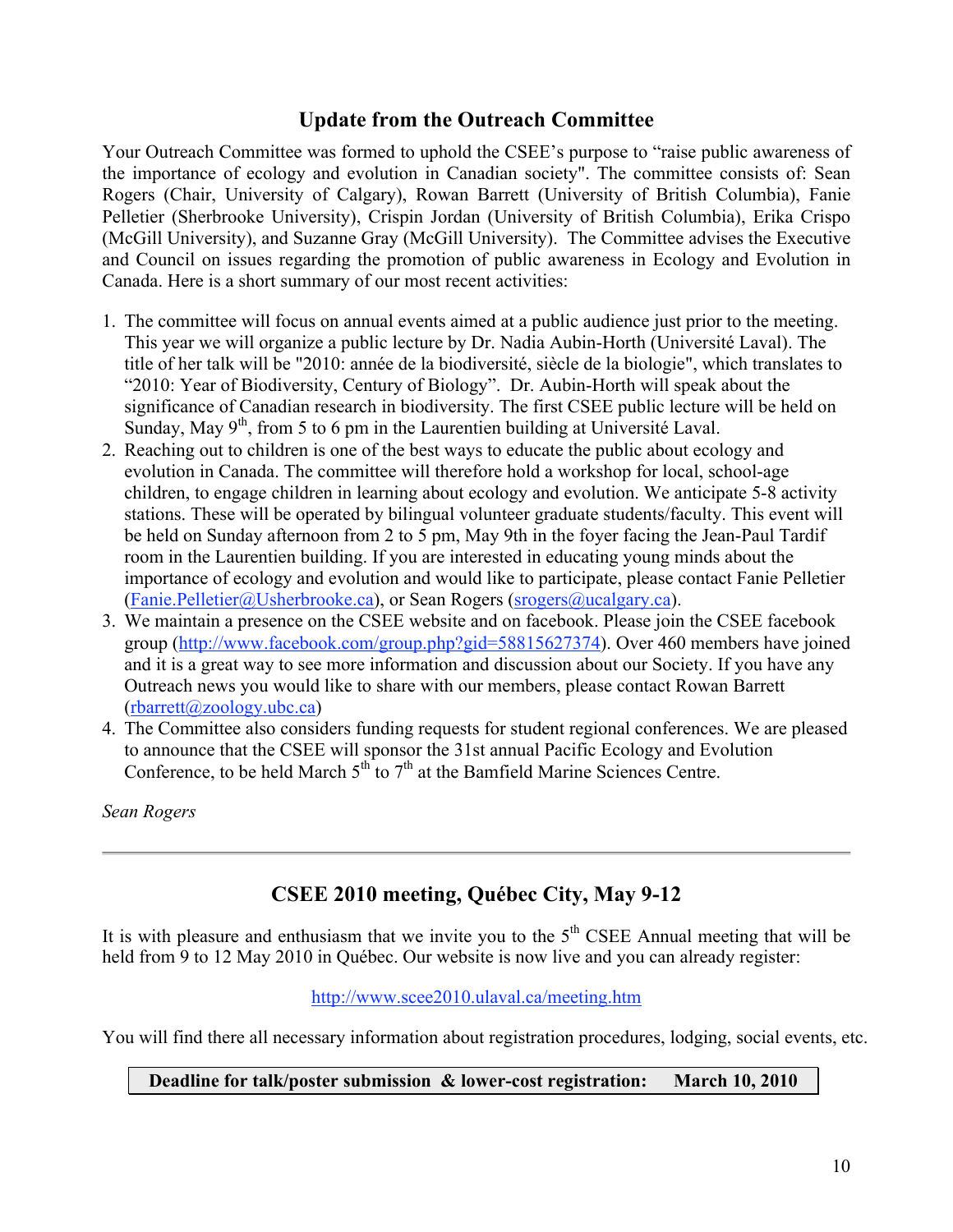## Update from the Outreach Committee

Your Outreach Committee was formed to uphold the CSEE's purpose to "raise public awareness of the importance of ecology and evolution in Canadian society". The committee consists of: Sean Rogers (Chair, University of Calgary), Rowan Barrett (University of British Columbia), Fanie Pelletier (Sherbrooke University), Crispin Jordan (University of British Columbia), Erika Crispo (McGill University), and Suzanne Gray (McGill University). The Committee advises the Executive and Council on issues regarding the promotion of public awareness in Ecology and Evolution in Canada. Here is a short summary of our most recent activities:

1. The committee will focus on annual events aimed at a public audience just prior to the meeting. This year we will organize a public lecture by Dr. Nadia Aubin-Horth (Université Laval). The title of her talk will be "2010: année de la biodiversité, siècle de la biologie", which translates to "2010: Year of Biodiversity, Century of Biology". Dr. Aubin-Horth will speak about the significance of Canadian research in biodiversity. The first CSEE public lecture will be held on Sunday, May 9th, from 5 to 6 pm in the Laurentien building at Université Laval.
2. Reaching out to children is one of the best ways to educate the public about ecology and evolution in Canada. The committee will therefore hold a workshop for local, school-age children, to engage children in learning about ecology and evolution. We anticipate 5-8 activity stations. These will be operated by bilingual volunteer graduate students/faculty. This event will be held on Sunday afternoon from 2 to 5 pm, May 9th in the foyer facing the Jean-Paul Tardif room in the Laurentien building. If you are interested in educating young minds about the importance of ecology and evolution and would like to participate, please contact Fanie Pelletier (Fanie.Pelletier@Usherbrooke.ca), or Sean Rogers (srogers@ucalgary.ca).
3. We maintain a presence on the CSEE website and on facebook. Please join the CSEE facebook group (http://www.facebook.com/group.php?gid=58815627374). Over 460 members have joined and it is a great way to see more information and discussion about our Society. If you have any Outreach news you would like to share with our members, please contact Rowan Barrett (rbarrett@zoology.ubc.ca)
4. The Committee also considers funding requests for student regional conferences. We are pleased to announce that the CSEE will sponsor the 31st annual Pacific Ecology and Evolution Conference, to be held March 5th to 7th at the Bamfield Marine Sciences Centre.

*Sean Rogers*

---

## CSEE 2010 meeting, Québec City, May 9-12

It is with pleasure and enthusiasm that we invite you to the 5th CSEE Annual meeting that will be held from 9 to 12 May 2010 in Québec. Our website is now live and you can already register:

http://www.scee2010.ulaval.ca/meeting.htm

You will find there all necessary information about registration procedures, lodging, social events, etc.

**Deadline for talk/poster submission & lower-cost registration: March 10, 2010**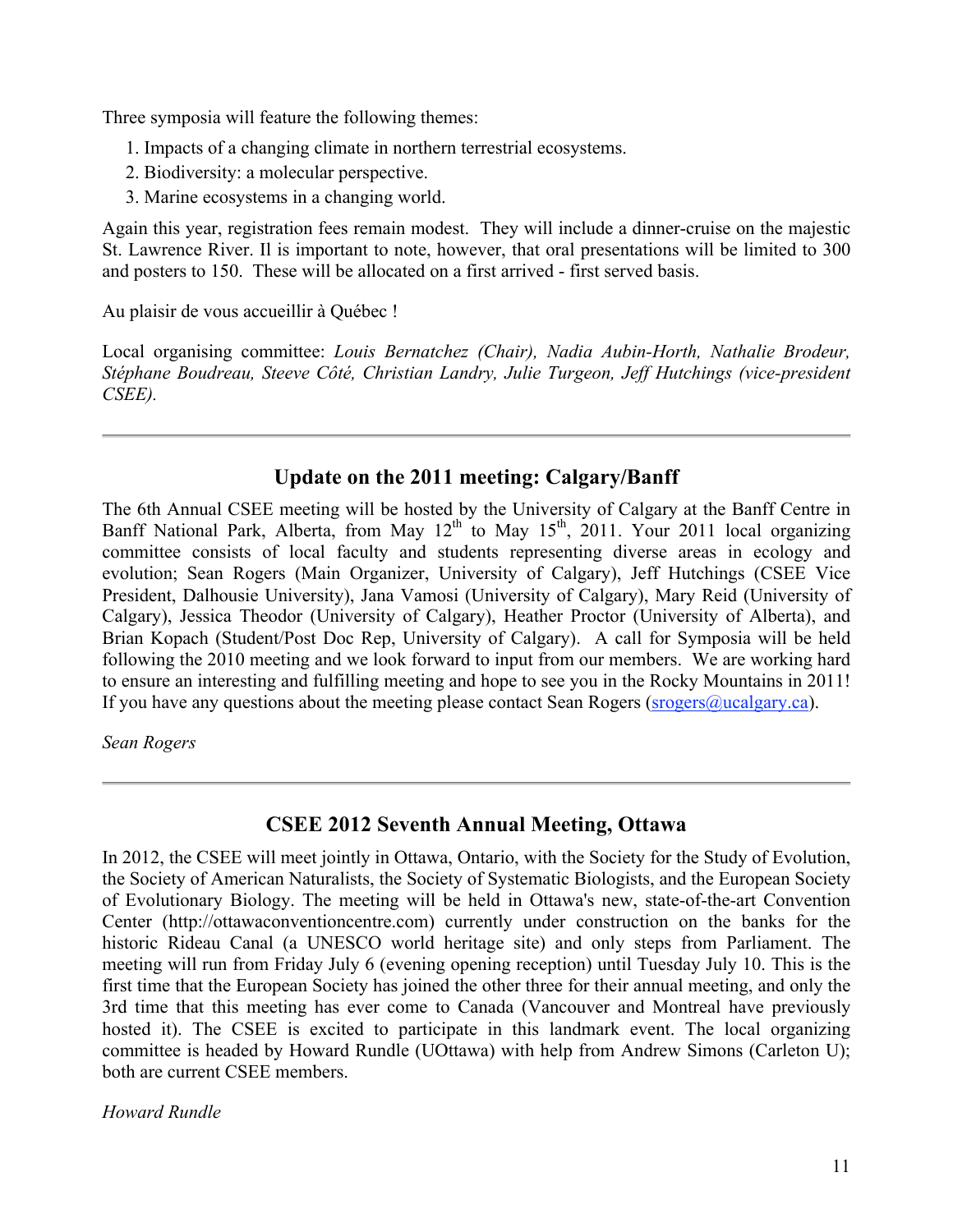Three symposia will feature the following themes:

1. Impacts of a changing climate in northern terrestrial ecosystems.
2. Biodiversity: a molecular perspective.
3. Marine ecosystems in a changing world.

Again this year, registration fees remain modest. They will include a dinner-cruise on the majestic St. Lawrence River. Il is important to note, however, that oral presentations will be limited to 300 and posters to 150. These will be allocated on a first arrived - first served basis.

Au plaisir de vous accueillir à Québec !

Local organising committee: *Louis Bernatchez (Chair), Nadia Aubin-Horth, Nathalie Brodeur, Stéphane Boudreau, Steeve Côté, Christian Landry, Julie Turgeon, Jeff Hutchings (vice-president CSEE).*

---

## Update on the 2011 meeting: Calgary/Banff

The 6th Annual CSEE meeting will be hosted by the University of Calgary at the Banff Centre in Banff National Park, Alberta, from May 12th to May 15th, 2011. Your 2011 local organizing committee consists of local faculty and students representing diverse areas in ecology and evolution; Sean Rogers (Main Organizer, University of Calgary), Jeff Hutchings (CSEE Vice President, Dalhousie University), Jana Vamosi (University of Calgary), Mary Reid (University of Calgary), Jessica Theodor (University of Calgary), Heather Proctor (University of Alberta), and Brian Kopach (Student/Post Doc Rep, University of Calgary). A call for Symposia will be held following the 2010 meeting and we look forward to input from our members. We are working hard to ensure an interesting and fulfilling meeting and hope to see you in the Rocky Mountains in 2011! If you have any questions about the meeting please contact Sean Rogers (srogers@ucalgary.ca).

*Sean Rogers*

---

## CSEE 2012 Seventh Annual Meeting, Ottawa

In 2012, the CSEE will meet jointly in Ottawa, Ontario, with the Society for the Study of Evolution, the Society of American Naturalists, the Society of Systematic Biologists, and the European Society of Evolutionary Biology. The meeting will be held in Ottawa's new, state-of-the-art Convention Center (http://ottawaconventioncentre.com) currently under construction on the banks for the historic Rideau Canal (a UNESCO world heritage site) and only steps from Parliament. The meeting will run from Friday July 6 (evening opening reception) until Tuesday July 10. This is the first time that the European Society has joined the other three for their annual meeting, and only the 3rd time that this meeting has ever come to Canada (Vancouver and Montreal have previously hosted it). The CSEE is excited to participate in this landmark event. The local organizing committee is headed by Howard Rundle (UOttawa) with help from Andrew Simons (Carleton U); both are current CSEE members.

*Howard Rundle*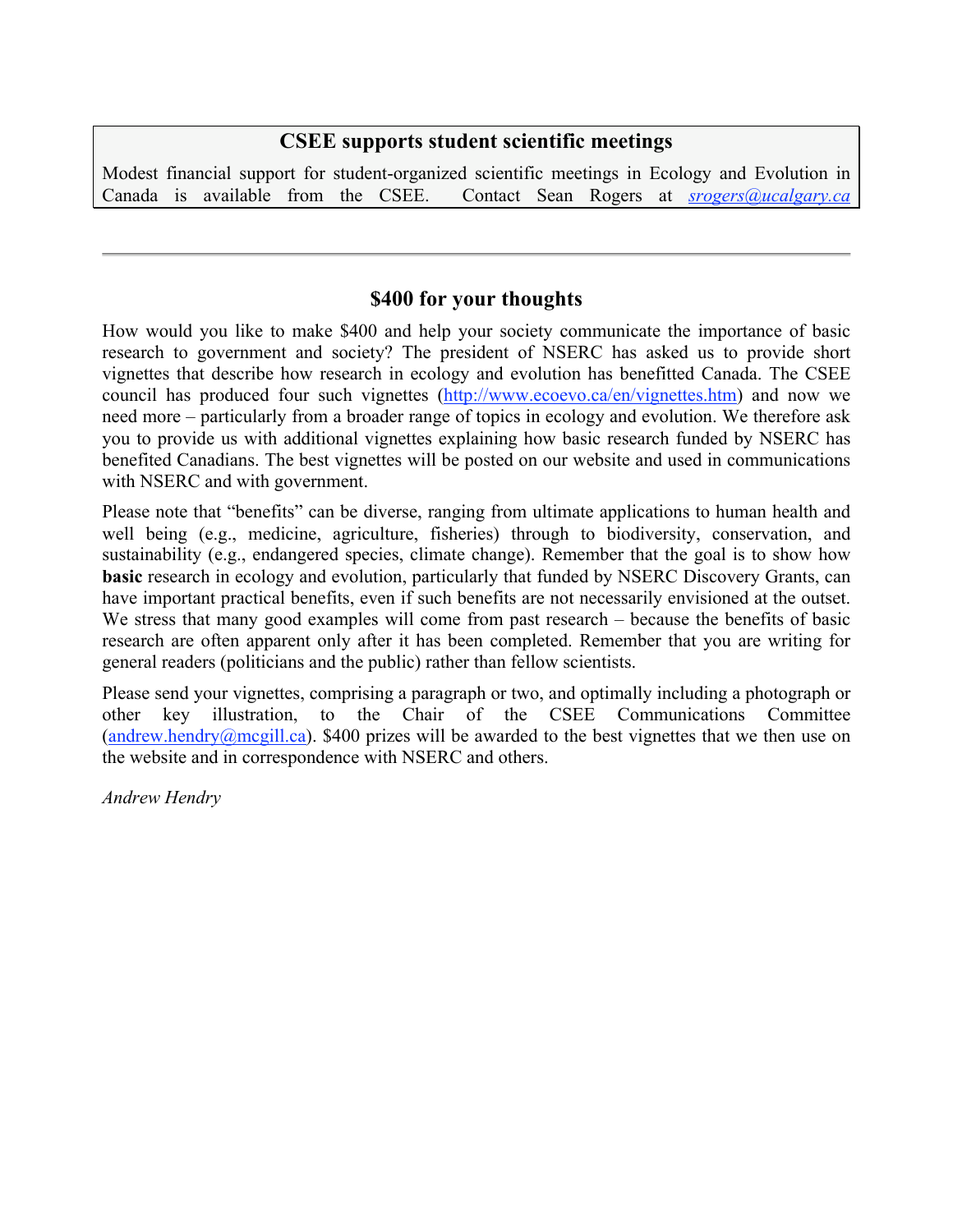## CSEE supports student scientific meetings

Modest financial support for student-organized scientific meetings in Ecology and Evolution in Canada is available from the CSEE. Contact Sean Rogers at *srogers@ucalgary.ca*

---

## $400 for your thoughts

How would you like to make $400 and help your society communicate the importance of basic research to government and society? The president of NSERC has asked us to provide short vignettes that describe how research in ecology and evolution has benefitted Canada. The CSEE council has produced four such vignettes (http://www.ecoevo.ca/en/vignettes.htm) and now we need more – particularly from a broader range of topics in ecology and evolution. We therefore ask you to provide us with additional vignettes explaining how basic research funded by NSERC has benefited Canadians. The best vignettes will be posted on our website and used in communications with NSERC and with government.

Please note that "benefits" can be diverse, ranging from ultimate applications to human health and well being (e.g., medicine, agriculture, fisheries) through to biodiversity, conservation, and sustainability (e.g., endangered species, climate change). Remember that the goal is to show how **basic** research in ecology and evolution, particularly that funded by NSERC Discovery Grants, can have important practical benefits, even if such benefits are not necessarily envisioned at the outset. We stress that many good examples will come from past research – because the benefits of basic research are often apparent only after it has been completed. Remember that you are writing for general readers (politicians and the public) rather than fellow scientists.

Please send your vignettes, comprising a paragraph or two, and optimally including a photograph or other key illustration, to the Chair of the CSEE Communications Committee (andrew.hendry@mcgill.ca). $400 prizes will be awarded to the best vignettes that we then use on the website and in correspondence with NSERC and others.

*Andrew Hendry*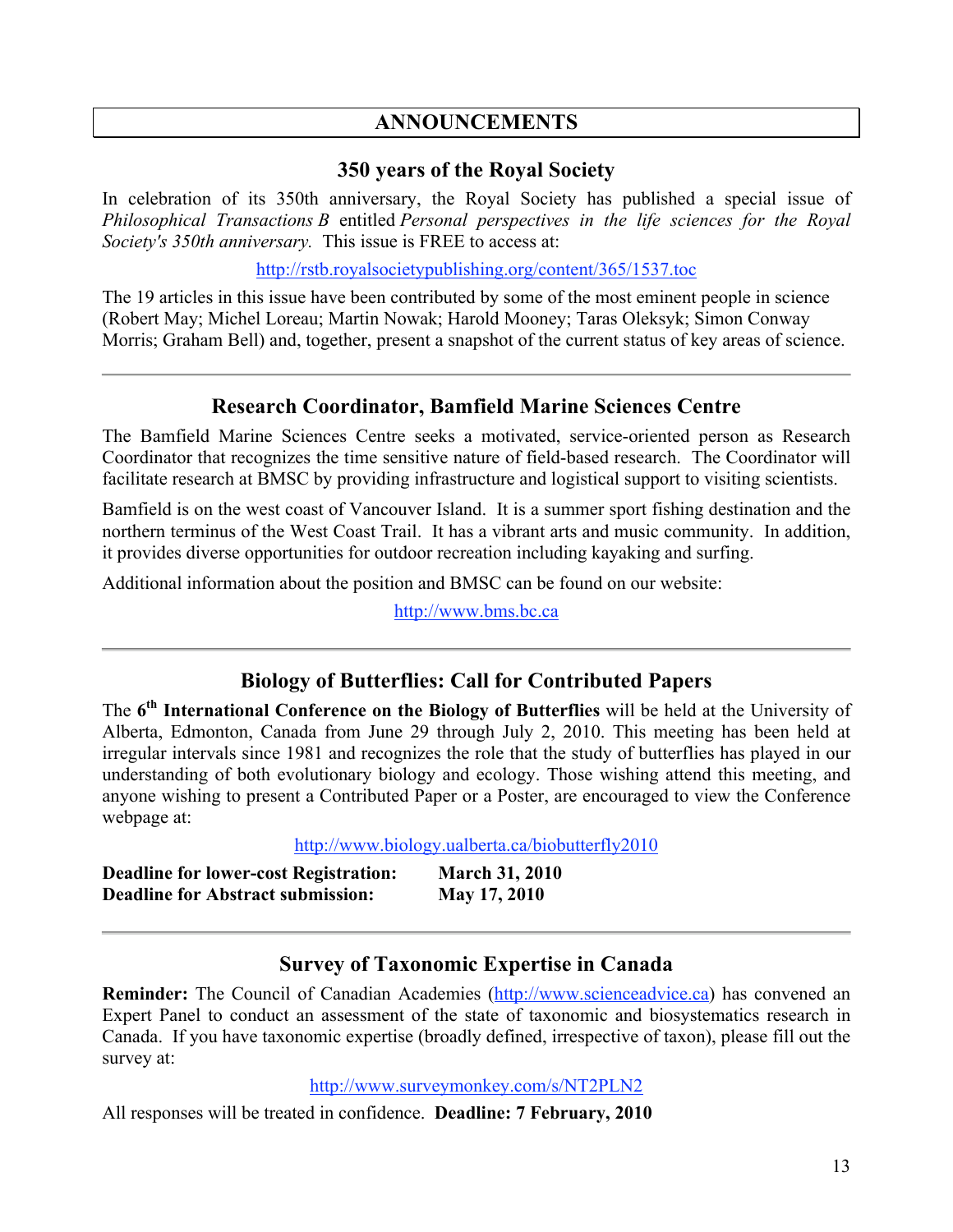# ANNOUNCEMENTS

## 350 years of the Royal Society

In celebration of its 350th anniversary, the Royal Society has published a special issue of *Philosophical Transactions B* entitled *Personal perspectives in the life sciences for the Royal Society's 350th anniversary.* This issue is FREE to access at:

http://rstb.royalsocietypublishing.org/content/365/1537.toc

The 19 articles in this issue have been contributed by some of the most eminent people in science (Robert May; Michel Loreau; Martin Nowak; Harold Mooney; Taras Oleksyk; Simon Conway Morris; Graham Bell) and, together, present a snapshot of the current status of key areas of science.

---

## Research Coordinator, Bamfield Marine Sciences Centre

The Bamfield Marine Sciences Centre seeks a motivated, service-oriented person as Research Coordinator that recognizes the time sensitive nature of field-based research. The Coordinator will facilitate research at BMSC by providing infrastructure and logistical support to visiting scientists.

Bamfield is on the west coast of Vancouver Island. It is a summer sport fishing destination and the northern terminus of the West Coast Trail. It has a vibrant arts and music community. In addition, it provides diverse opportunities for outdoor recreation including kayaking and surfing.

Additional information about the position and BMSC can be found on our website:

http://www.bms.bc.ca

---

## Biology of Butterflies: Call for Contributed Papers

The **6th International Conference on the Biology of Butterflies** will be held at the University of Alberta, Edmonton, Canada from June 29 through July 2, 2010. This meeting has been held at irregular intervals since 1981 and recognizes the role that the study of butterflies has played in our understanding of both evolutionary biology and ecology. Those wishing attend this meeting, and anyone wishing to present a Contributed Paper or a Poster, are encouraged to view the Conference webpage at:

http://www.biology.ualberta.ca/biobutterfly2010

**Deadline for lower-cost Registration:** **March 31, 2010**
**Deadline for Abstract submission:** **May 17, 2010**

---

## Survey of Taxonomic Expertise in Canada

**Reminder:** The Council of Canadian Academies (http://www.scienceadvice.ca) has convened an Expert Panel to conduct an assessment of the state of taxonomic and biosystematics research in Canada. If you have taxonomic expertise (broadly defined, irrespective of taxon), please fill out the survey at:

http://www.surveymonkey.com/s/NT2PLN2

All responses will be treated in confidence. **Deadline: 7 February, 2010**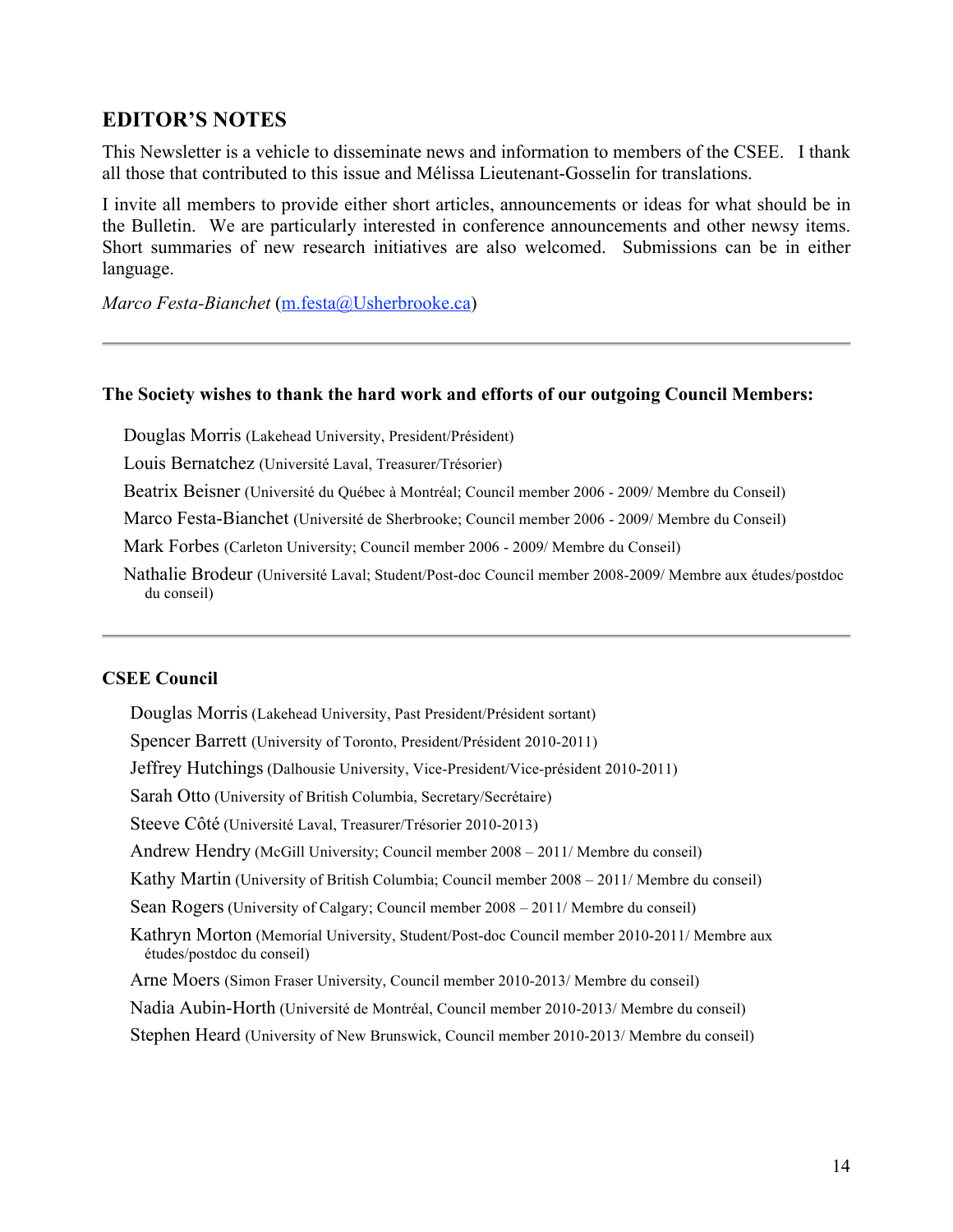## EDITOR'S NOTES

This Newsletter is a vehicle to disseminate news and information to members of the CSEE. I thank all those that contributed to this issue and Mélissa Lieutenant-Gosselin for translations.

I invite all members to provide either short articles, announcements or ideas for what should be in the Bulletin. We are particularly interested in conference announcements and other newsy items. Short summaries of new research initiatives are also welcomed. Submissions can be in either language.

*Marco Festa-Bianchet* (m.festa@Usherbrooke.ca)

---

**The Society wishes to thank the hard work and efforts of our outgoing Council Members:**

Douglas Morris (Lakehead University, President/Président)

Louis Bernatchez (Université Laval, Treasurer/Trésorier)

Beatrix Beisner (Université du Québec à Montréal; Council member 2006 - 2009/ Membre du Conseil)

Marco Festa-Bianchet (Université de Sherbrooke; Council member 2006 - 2009/ Membre du Conseil)

Mark Forbes (Carleton University; Council member 2006 - 2009/ Membre du Conseil)

Nathalie Brodeur (Université Laval; Student/Post-doc Council member 2008-2009/ Membre aux études/postdoc du conseil)

---

**CSEE Council**

Douglas Morris (Lakehead University, Past President/Président sortant)

Spencer Barrett (University of Toronto, President/Président 2010-2011)

Jeffrey Hutchings (Dalhousie University, Vice-President/Vice-président 2010-2011)

Sarah Otto (University of British Columbia, Secretary/Secrétaire)

Steeve Côté (Université Laval, Treasurer/Trésorier 2010-2013)

Andrew Hendry (McGill University; Council member 2008 – 2011/ Membre du conseil)

Kathy Martin (University of British Columbia; Council member 2008 – 2011/ Membre du conseil)

Sean Rogers (University of Calgary; Council member 2008 – 2011/ Membre du conseil)

Kathryn Morton (Memorial University, Student/Post-doc Council member 2010-2011/ Membre aux études/postdoc du conseil)

Arne Moers (Simon Fraser University, Council member 2010-2013/ Membre du conseil)

Nadia Aubin-Horth (Université de Montréal, Council member 2010-2013/ Membre du conseil)

Stephen Heard (University of New Brunswick, Council member 2010-2013/ Membre du conseil)